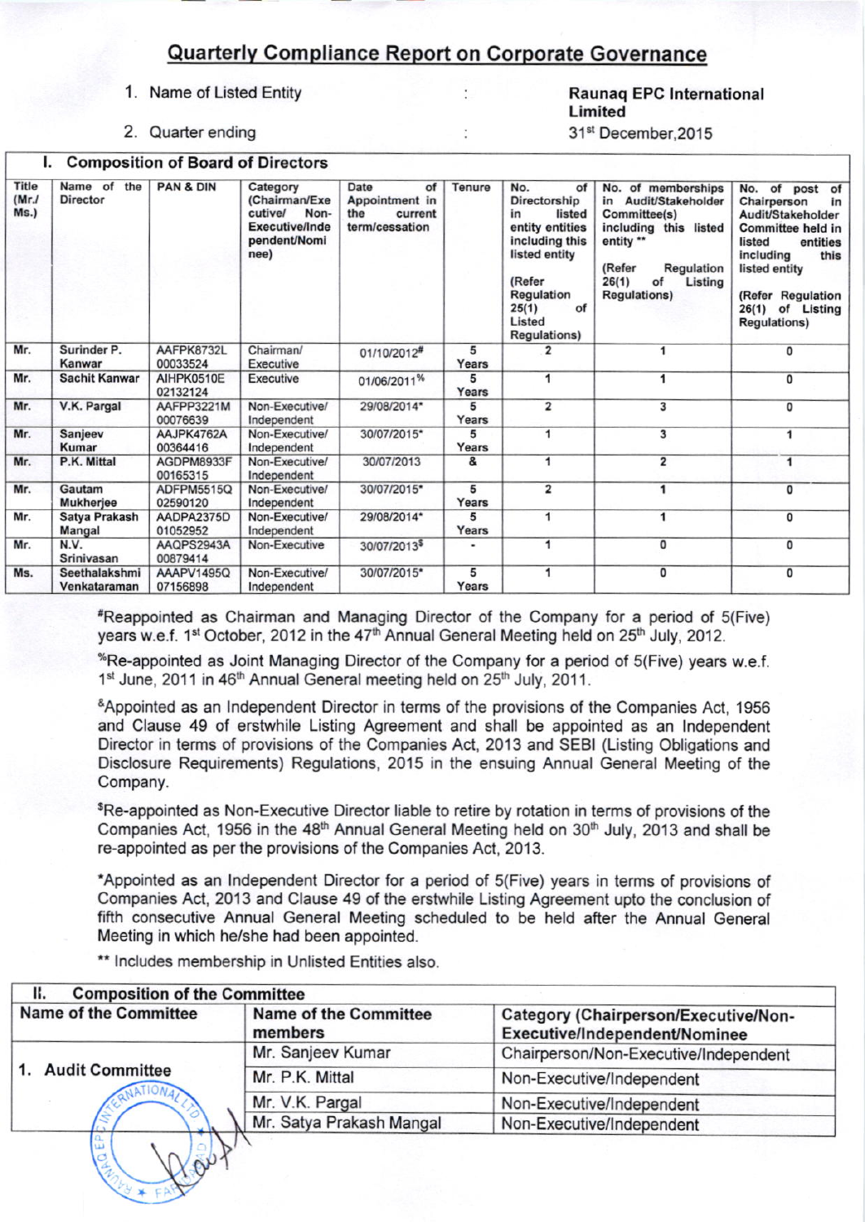# Quarterly Compliance Report on Corporate Governance

1. Name of Listed Entity : **Raunaq EPC International Limited**
2. Quarter ending : 31st December,2015

## I. Composition of Board of Directors

| Title (Mr./ Ms.) | Name of the Director | PAN & DIN | Category (Chairman/Executive/ Non-Executive/Independent/Nominee) | Date of Appointment in the current term/cessation | Tenure | No. of Directorship in listed entity entities including this listed entity (Refer Regulation 25(1) of Listed Regulations) | No. of memberships in Audit/Stakeholder Committee(s) including this listed entity ** (Refer Regulation 26(1) of Listing Regulations) | No. of post of Chairperson in Audit/Stakeholder Committee held in listed entities including this listed entity (Refer Regulation 26(1) of Listing Regulations) |
|---|---|---|---|---|---|---|---|---|
| Mr. | Surinder P. Kanwar | AAFPK8732L 00033524 | Chairman/ Executive | 01/10/2012# | 5 Years | 2 | 1 | 0 |
| Mr. | Sachit Kanwar | AIHPK0510E 02132124 | Executive | 01/06/2011% | 5 Years | 1 | 1 | 0 |
| Mr. | V.K. Pargal | AAFPP3221M 00076639 | Non-Executive/ Independent | 29/08/2014* | 5 Years | 2 | 3 | 0 |
| Mr. | Sanjeev Kumar | AAJPK4762A 00364416 | Non-Executive/ Independent | 30/07/2015* | 5 Years | 1 | 3 | 1 |
| Mr. | P.K. Mittal | AGDPM8933F 00165315 | Non-Executive/ Independent | 30/07/2013 | & | 1 | 2 | 1 |
| Mr. | Gautam Mukherjee | ADFPM5515Q 02590120 | Non-Executive/ Independent | 30/07/2015* | 5 Years | 2 | 1 | 0 |
| Mr. | Satya Prakash Mangal | AADPA2375D 01052952 | Non-Executive/ Independent | 29/08/2014* | 5 Years | 1 | 1 | 0 |
| Mr. | N.V. Srinivasan | AAQPS2943A 00879414 | Non-Executive | 30/07/2013$ | - | 1 | 0 | 0 |
| Ms. | Seethalakshmi Venkataraman | AAAPV1495Q 07156898 | Non-Executive/ Independent | 30/07/2015* | 5 Years | 1 | 0 | 0 |

#Reappointed as Chairman and Managing Director of the Company for a period of 5(Five) years w.e.f. 1st October, 2012 in the 47th Annual General Meeting held on 25th July, 2012.

%Re-appointed as Joint Managing Director of the Company for a period of 5(Five) years w.e.f. 1st June, 2011 in 46th Annual General meeting held on 25th July, 2011.

&Appointed as an Independent Director in terms of the provisions of the Companies Act, 1956 and Clause 49 of erstwhile Listing Agreement and shall be appointed as an Independent Director in terms of provisions of the Companies Act, 2013 and SEBI (Listing Obligations and Disclosure Requirements) Regulations, 2015 in the ensuing Annual General Meeting of the Company.

$Re-appointed as Non-Executive Director liable to retire by rotation in terms of provisions of the Companies Act, 1956 in the 48th Annual General Meeting held on 30th July, 2013 and shall be re-appointed as per the provisions of the Companies Act, 2013.

*Appointed as an Independent Director for a period of 5(Five) years in terms of provisions of Companies Act, 2013 and Clause 49 of the erstwhile Listing Agreement upto the conclusion of fifth consecutive Annual General Meeting scheduled to be held after the Annual General Meeting in which he/she had been appointed.

** Includes membership in Unlisted Entities also.

## II. Composition of the Committee

| Name of the Committee | Name of the Committee members | Category (Chairperson/Executive/Non-Executive/Independent/Nominee |
|---|---|---|
| 1. Audit Committee | Mr. Sanjeev Kumar | Chairperson/Non-Executive/Independent |
| | Mr. P.K. Mittal | Non-Executive/Independent |
| | Mr. V.K. Pargal | Non-Executive/Independent |
| | Mr. Satya Prakash Mangal | Non-Executive/Independent |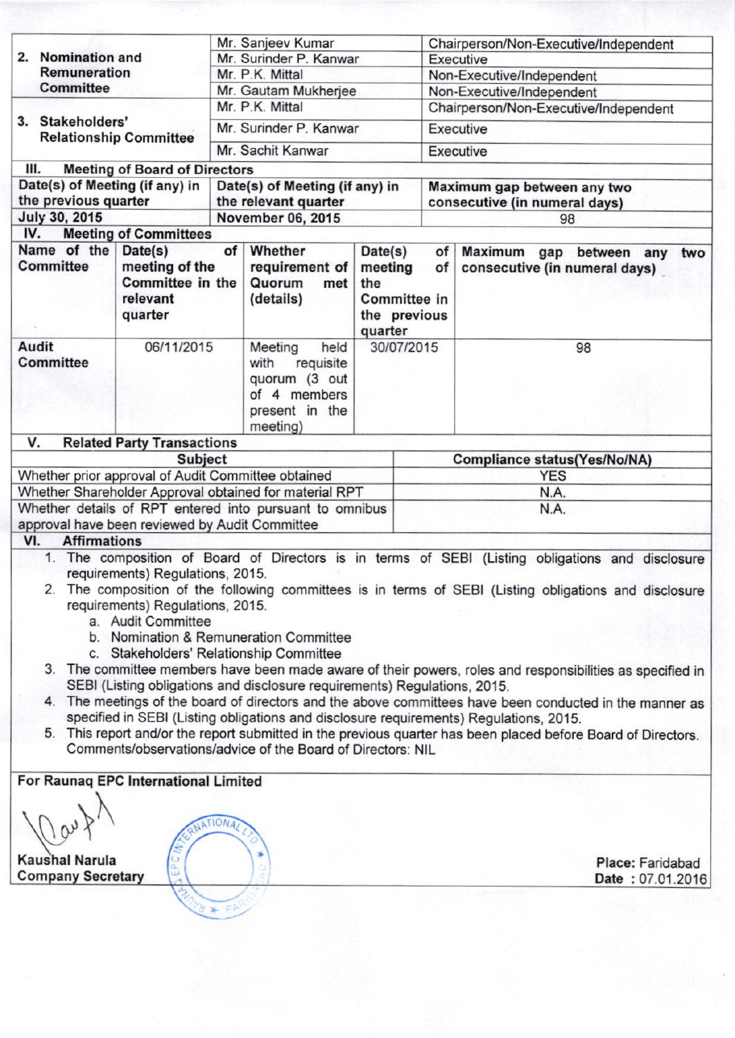| | | |
|---|---|---|
| 2. Nomination and Remuneration Committee | Mr. Sanjeev Kumar | Chairperson/Non-Executive/Independent |
| | Mr. Surinder P. Kanwar | Executive |
| | Mr. P.K. Mittal | Non-Executive/Independent |
| | Mr. Gautam Mukherjee | Non-Executive/Independent |
| 3. Stakeholders' Relationship Committee | Mr. P.K. Mittal | Chairperson/Non-Executive/Independent |
| | Mr. Surinder P. Kanwar | Executive |
| | Mr. Sachit Kanwar | Executive |

### III. Meeting of Board of Directors

| Date(s) of Meeting (if any) in the previous quarter | Date(s) of Meeting (if any) in the relevant quarter | Maximum gap between any two consecutive (in numeral days) |
|---|---|---|
| July 30, 2015 | November 06, 2015 | 98 |

### IV. Meeting of Committees

| Name of the Committee | Date(s) of meeting of the Committee in the relevant quarter | Whether requirement of Quorum met (details) | Date(s) of meeting of the Committee in the previous quarter | Maximum gap between any two consecutive (in numeral days) |
|---|---|---|---|---|
| Audit Committee | 06/11/2015 | Meeting held with requisite quorum (3 out of 4 members present in the meeting) | 30/07/2015 | 98 |

### V. Related Party Transactions

| Subject | Compliance status(Yes/No/NA) |
|---|---|
| Whether prior approval of Audit Committee obtained | YES |
| Whether Shareholder Approval obtained for material RPT | N.A. |
| Whether details of RPT entered into pursuant to omnibus approval have been reviewed by Audit Committee | N.A. |

### VI. Affirmations

1. The composition of Board of Directors is in terms of SEBI (Listing obligations and disclosure requirements) Regulations, 2015.
2. The composition of the following committees is in terms of SEBI (Listing obligations and disclosure requirements) Regulations, 2015.
   a. Audit Committee
   b. Nomination & Remuneration Committee
   c. Stakeholders' Relationship Committee
3. The committee members have been made aware of their powers, roles and responsibilities as specified in SEBI (Listing obligations and disclosure requirements) Regulations, 2015.
4. The meetings of the board of directors and the above committees have been conducted in the manner as specified in SEBI (Listing obligations and disclosure requirements) Regulations, 2015.
5. This report and/or the report submitted in the previous quarter has been placed before Board of Directors. Comments/observations/advice of the Board of Directors: NIL

**For Raunaq EPC International Limited**

**Kaushal Narula**
**Company Secretary**

**Place:** Faridabad
**Date :** 07.01.2016